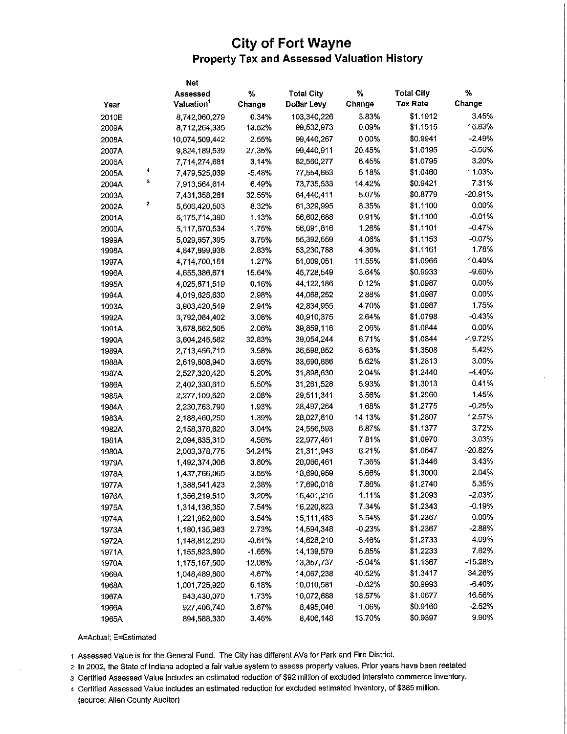# City of Fort Wayne
## Property Tax and Assessed Valuation History

| Year | | Net Assessed Valuation[1] | % Change | Total City Dollar Levy | % Change | Total City Tax Rate | % Change |
|---|---|---|---|---|---|---|---|
| 2010E | | 8,742,060,279 | 0.34% | 103,340,226 | 3.83% | $1.1912 | 3.45% |
| 2009A | | 8,712,264,335 | -13.52% | 99,532,973 | 0.09% | $1.1515 | 15.83% |
| 2008A | | 10,074,509,442 | 2.55% | 99,440,267 | 0.00% | $0.9941 | -2.49% |
| 2007A | | 9,824,189,539 | 27.35% | 99,440,911 | 20.45% | $1.0195 | -5.56% |
| 2006A | | 7,714,274,681 | 3.14% | 82,560,277 | 6.45% | $1.0795 | 3.20% |
| 2005A | 4 | 7,479,525,039 | -5.48% | 77,554,663 | 5.18% | $1.0460 | 11.03% |
| 2004A | 3 | 7,913,564,614 | 6.49% | 73,735,533 | 14.42% | $0.9421 | 7.31% |
| 2003A | | 7,431,358,261 | 32.55% | 64,440,411 | 5.07% | $0.8779 | -20.91% |
| 2002A | 2 | 5,606,420,503 | 8.32% | 61,329,995 | 8.35% | $1.1100 | 0.00% |
| 2001A | | 5,175,714,390 | 1.13% | 56,602,688 | 0.91% | $1.1100 | -0.01% |
| 2000A | | 5,117,670,534 | 1.75% | 56,091,816 | 1.26% | $1.1101 | -0.47% |
| 1999A | | 5,029,657,395 | 3.75% | 55,392,559 | 4.06% | $1.1153 | -0.07% |
| 1998A | | 4,847,899,938 | 2.83% | 53,230,788 | 4.36% | $1.1161 | 1.76% |
| 1997A | | 4,714,700,151 | 1.27% | 51,009,051 | 11.55% | $1.0966 | 10.40% |
| 1996A | | 4,655,386,671 | 15.64% | 45,728,549 | 3.64% | $0.9933 | -9.60% |
| 1995A | | 4,025,871,519 | 0.16% | 44,122,186 | 0.12% | $1.0987 | 0.00% |
| 1994A | | 4,019,625,630 | 2.98% | 44,068,252 | 2.88% | $1.0987 | 0.00% |
| 1993A | | 3,903,420,549 | 2.94% | 42,834,955 | 4.70% | $1.0987 | 1.75% |
| 1992A | | 3,792,084,402 | 3.08% | 40,910,375 | 2.64% | $1.0798 | -0.43% |
| 1991A | | 3,678,662,505 | 2.06% | 39,859,116 | 2.06% | $1.0844 | 0.00% |
| 1990A | | 3,604,245,582 | 32.83% | 39,054,244 | 6.71% | $1.0844 | -19.72% |
| 1989A | | 2,713,456,710 | 3.58% | 36,598,852 | 8.63% | $1.3508 | 5.42% |
| 1988A | | 2,619,608,940 | 3.65% | 33,690,886 | 5.62% | $1.2813 | 3.00% |
| 1987A | | 2,527,320,420 | 5.20% | 31,898,630 | 2.04% | $1.2440 | -4.40% |
| 1986A | | 2,402,330,610 | 5.50% | 31,261,528 | 5.93% | $1.3013 | 0.41% |
| 1985A | | 2,277,109,620 | 2.08% | 29,511,341 | 3.56% | $1.2960 | 1.45% |
| 1984A | | 2,230,763,790 | 1.93% | 28,497,264 | 1.68% | $1.2775 | -0.25% |
| 1983A | | 2,188,460,250 | 1.39% | 28,027,610 | 14.13% | $1.2807 | 12.57% |
| 1982A | | 2,158,378,620 | 3.04% | 24,556,593 | 6.87% | $1.1377 | 3.72% |
| 1981A | | 2,094,635,310 | 4.56% | 22,977,451 | 7.81% | $1.0970 | 3.03% |
| 1980A | | 2,003,378,775 | 34.24% | 21,311,943 | 6.21% | $1.0647 | -20.82% |
| 1979A | | 1,492,374,006 | 3.80% | 20,066,461 | 7.36% | $1.3446 | 3.43% |
| 1978A | | 1,437,766,065 | 3.55% | 18,690,959 | 5.66% | $1.3000 | 2.04% |
| 1977A | | 1,388,541,423 | 2.38% | 17,690,018 | 7.86% | $1.2740 | 5.35% |
| 1976A | | 1,356,219,510 | 3.20% | 16,401,215 | 1.11% | $1.2093 | -2.03% |
| 1975A | | 1,314,136,350 | 7.54% | 16,220,823 | 7.34% | $1.2343 | -0.19% |
| 1974A | | 1,221,952,800 | 3.54% | 15,111,483 | 3.54% | $1.2367 | 0.00% |
| 1973A | | 1,180,135,983 | 2.73% | 14,594,348 | -0.23% | $1.2367 | -2.88% |
| 1972A | | 1,148,812,290 | -0.61% | 14,628,210 | 3.46% | $1.2733 | 4.09% |
| 1971A | | 1,155,823,890 | -1.65% | 14,139,579 | 5.85% | $1.2233 | 7.62% |
| 1970A | | 1,175,167,500 | 12.08% | 13,357,737 | -5.04% | $1.1367 | -15.28% |
| 1969A | | 1,048,489,800 | 4.67% | 14,067,238 | 40.52% | $1.3417 | 34.26% |
| 1968A | | 1,001,725,920 | 6.18% | 10,010,581 | -0.62% | $0.9993 | -6.40% |
| 1967A | | 943,430,070 | 1.73% | 10,072,688 | 18.57% | $1.0677 | 16.56% |
| 1966A | | 927,406,740 | 3.67% | 8,495,046 | 1.06% | $0.9160 | -2.52% |
| 1965A | | 894,588,330 | 3.46% | 8,406,148 | 13.70% | $0.9397 | 9.90% |

A=Actual; E=Estimated

1 Assessed Value is for the General Fund. The City has different AVs for Park and Fire District.

2 In 2002, the State of Indiana adopted a fair value system to assess property values. Prior years have been restated

3 Certified Assessed Value includes an estimated reduction of $92 million of excluded interstate commerce inventory.

4 Certified Assessed Value includes an estimated reduction for excluded estimated inventory, of $385 million.

(source: Allen County Auditor)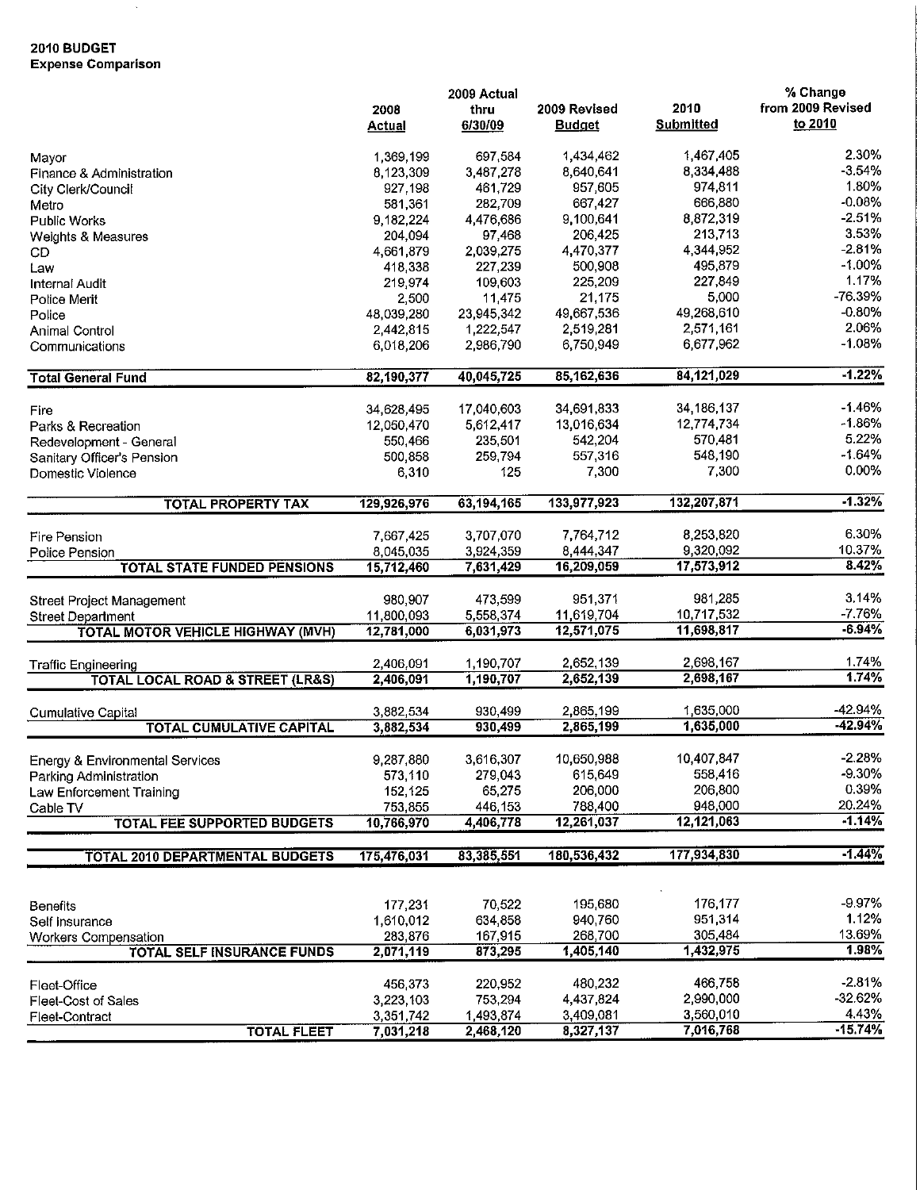# 2010 BUDGET
## Expense Comparison

| | 2008 Actual | 2009 Actual thru 6/30/09 | 2009 Revised Budget | 2010 Submitted | % Change from 2009 Revised to 2010 |
|---|---|---|---|---|---|
| Mayor | 1,369,199 | 697,584 | 1,434,462 | 1,467,405 | 2.30% |
| Finance & Administration | 8,123,309 | 3,487,278 | 8,640,641 | 8,334,488 | -3.54% |
| City Clerk/Council | 927,198 | 461,729 | 957,605 | 974,811 | 1.80% |
| Metro | 581,361 | 282,709 | 667,427 | 666,880 | -0.08% |
| Public Works | 9,182,224 | 4,476,686 | 9,100,641 | 8,872,319 | -2.51% |
| Weights & Measures | 204,094 | 97,468 | 206,425 | 213,713 | 3.53% |
| CD | 4,661,879 | 2,039,275 | 4,470,377 | 4,344,952 | -2.81% |
| Law | 418,338 | 227,239 | 500,908 | 495,879 | -1.00% |
| Internal Audit | 219,974 | 109,603 | 225,209 | 227,849 | 1.17% |
| Police Merit | 2,500 | 11,475 | 21,175 | 5,000 | -76.39% |
| Police | 48,039,280 | 23,945,342 | 49,667,536 | 49,268,610 | -0.80% |
| Animal Control | 2,442,815 | 1,222,547 | 2,519,281 | 2,571,161 | 2.06% |
| Communications | 6,018,206 | 2,986,790 | 6,750,949 | 6,677,962 | -1.08% |
| **Total General Fund** | **82,190,377** | **40,045,725** | **85,162,636** | **84,121,029** | **-1.22%** |
| Fire | 34,628,495 | 17,040,603 | 34,691,833 | 34,186,137 | -1.46% |
| Parks & Recreation | 12,050,470 | 5,612,417 | 13,016,634 | 12,774,734 | -1.86% |
| Redevelopment - General | 550,466 | 235,501 | 542,204 | 570,481 | 5.22% |
| Sanitary Officer's Pension | 500,858 | 259,794 | 557,316 | 548,190 | -1.64% |
| Domestic Violence | 6,310 | 125 | 7,300 | 7,300 | 0.00% |
| **TOTAL PROPERTY TAX** | **129,926,976** | **63,194,165** | **133,977,923** | **132,207,871** | **-1.32%** |
| Fire Pension | 7,667,425 | 3,707,070 | 7,764,712 | 8,253,820 | 6.30% |
| Police Pension | 8,045,035 | 3,924,359 | 8,444,347 | 9,320,092 | 10.37% |
| **TOTAL STATE FUNDED PENSIONS** | **15,712,460** | **7,631,429** | **16,209,059** | **17,573,912** | **8.42%** |
| Street Project Management | 980,907 | 473,599 | 951,371 | 981,285 | 3.14% |
| Street Department | 11,800,093 | 5,558,374 | 11,619,704 | 10,717,532 | -7.76% |
| **TOTAL MOTOR VEHICLE HIGHWAY (MVH)** | **12,781,000** | **6,031,973** | **12,571,075** | **11,698,817** | **-6.94%** |
| Traffic Engineering | 2,406,091 | 1,190,707 | 2,652,139 | 2,698,167 | 1.74% |
| **TOTAL LOCAL ROAD & STREET (LR&S)** | **2,406,091** | **1,190,707** | **2,652,139** | **2,698,167** | **1.74%** |
| Cumulative Capital | 3,882,534 | 930,499 | 2,865,199 | 1,635,000 | -42.94% |
| **TOTAL CUMULATIVE CAPITAL** | **3,882,534** | **930,499** | **2,865,199** | **1,635,000** | **-42.94%** |
| Energy & Environmental Services | 9,287,880 | 3,616,307 | 10,650,988 | 10,407,847 | -2.28% |
| Parking Administration | 573,110 | 279,043 | 615,649 | 558,416 | -9.30% |
| Law Enforcement Training | 152,125 | 65,275 | 206,000 | 206,800 | 0.39% |
| Cable TV | 753,855 | 446,153 | 788,400 | 948,000 | 20.24% |
| **TOTAL FEE SUPPORTED BUDGETS** | **10,766,970** | **4,406,778** | **12,261,037** | **12,121,063** | **-1.14%** |
| **TOTAL 2010 DEPARTMENTAL BUDGETS** | **175,476,031** | **83,385,551** | **180,536,432** | **177,934,830** | **-1.44%** |
| Benefits | 177,231 | 70,522 | 195,680 | 176,177 | -9.97% |
| Self Insurance | 1,610,012 | 634,858 | 940,760 | 951,314 | 1.12% |
| Workers Compensation | 283,876 | 167,915 | 268,700 | 305,484 | 13.69% |
| **TOTAL SELF INSURANCE FUNDS** | **2,071,119** | **873,295** | **1,405,140** | **1,432,975** | **1.98%** |
| Fleet-Office | 456,373 | 220,952 | 480,232 | 466,758 | -2.81% |
| Fleet-Cost of Sales | 3,223,103 | 753,294 | 4,437,824 | 2,990,000 | -32.62% |
| Fleet-Contract | 3,351,742 | 1,493,874 | 3,409,081 | 3,560,010 | 4.43% |
| **TOTAL FLEET** | **7,031,218** | **2,468,120** | **8,327,137** | **7,016,768** | **-15.74%** |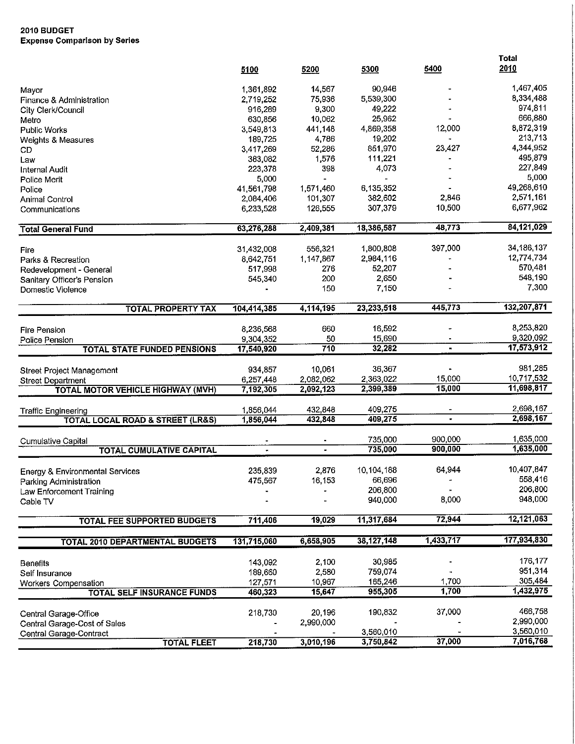**2010 BUDGET**
**Expense Comparison by Series**

| | 5100 | 5200 | 5300 | 5400 | Total 2010 |
|---|---|---|---|---|---|
| Mayor | 1,361,892 | 14,567 | 90,946 | - | 1,467,405 |
| Finance & Administration | 2,719,252 | 75,936 | 5,539,300 | - | 8,334,488 |
| City Clerk/Council | 916,289 | 9,300 | 49,222 | - | 974,811 |
| Metro | 630,856 | 10,062 | 25,962 | - | 666,880 |
| Public Works | 3,549,813 | 441,148 | 4,869,358 | 12,000 | 8,872,319 |
| Weights & Measures | 189,725 | 4,786 | 19,202 | - | 213,713 |
| CD | 3,417,269 | 52,286 | 851,970 | 23,427 | 4,344,952 |
| Law | 383,082 | 1,576 | 111,221 | - | 495,879 |
| Internal Audit | 223,378 | 398 | 4,073 | - | 227,849 |
| Police Merit | 5,000 | - | - | - | 5,000 |
| Police | 41,561,798 | 1,571,460 | 6,135,352 | - | 49,268,610 |
| Animal Control | 2,084,406 | 101,307 | 382,602 | 2,846 | 2,571,161 |
| Communications | 6,233,528 | 126,555 | 307,379 | 10,500 | 6,677,962 |
| **Total General Fund** | **63,276,288** | **2,409,381** | **18,386,587** | **48,773** | **84,121,029** |
| Fire | 31,432,008 | 556,321 | 1,800,808 | 397,000 | 34,186,137 |
| Parks & Recreation | 8,642,751 | 1,147,867 | 2,984,116 | - | 12,774,734 |
| Redevelopment - General | 517,998 | 276 | 52,207 | - | 570,481 |
| Sanitary Officer's Pension | 545,340 | 200 | 2,650 | - | 548,190 |
| Domestic Violence | - | 150 | 7,150 | - | 7,300 |
| **TOTAL PROPERTY TAX** | **104,414,385** | **4,114,195** | **23,233,518** | **445,773** | **132,207,871** |
| Fire Pension | 8,236,568 | 660 | 16,592 | - | 8,253,820 |
| Police Pension | 9,304,352 | 50 | 15,690 | - | 9,320,092 |
| **TOTAL STATE FUNDED PENSIONS** | **17,540,920** | **710** | **32,282** | **-** | **17,573,912** |
| Street Project Management | 934,857 | 10,061 | 36,367 | - | 981,285 |
| Street Department | 6,257,448 | 2,082,062 | 2,363,022 | 15,000 | 10,717,532 |
| **TOTAL MOTOR VEHICLE HIGHWAY (MVH)** | **7,192,305** | **2,092,123** | **2,399,389** | **15,000** | **11,698,817** |
| Traffic Engineering | 1,856,044 | 432,848 | 409,275 | - | 2,698,167 |
| **TOTAL LOCAL ROAD & STREET (LR&S)** | **1,856,044** | **432,848** | **409,275** | **-** | **2,698,167** |
| Cumulative Capital | - | - | 735,000 | 900,000 | 1,635,000 |
| **TOTAL CUMULATIVE CAPITAL** | **-** | **-** | **735,000** | **900,000** | **1,635,000** |
| Energy & Environmental Services | 235,839 | 2,876 | 10,104,188 | 64,944 | 10,407,847 |
| Parking Administration | 475,567 | 16,153 | 66,696 | - | 558,416 |
| Law Enforcement Training | - | - | 206,800 | - | 206,800 |
| Cable TV | - | - | 940,000 | 8,000 | 948,000 |
| **TOTAL FEE SUPPORTED BUDGETS** | **711,406** | **19,029** | **11,317,684** | **72,944** | **12,121,063** |
| **TOTAL 2010 DEPARTMENTAL BUDGETS** | **131,715,060** | **6,658,905** | **38,127,148** | **1,433,717** | **177,934,830** |
| Benefits | 143,092 | 2,100 | 30,985 | - | 176,177 |
| Self Insurance | 189,660 | 2,580 | 759,074 | - | 951,314 |
| Workers Compensation | 127,571 | 10,967 | 165,246 | 1,700 | 305,484 |
| **TOTAL SELF INSURANCE FUNDS** | **460,323** | **15,647** | **955,305** | **1,700** | **1,432,975** |
| Central Garage-Office | 218,730 | 20,196 | 190,832 | 37,000 | 466,758 |
| Central Garage-Cost of Sales | - | 2,990,000 | - | - | 2,990,000 |
| Central Garage-Contract | - | - | 3,560,010 | - | 3,560,010 |
| **TOTAL FLEET** | **218,730** | **3,010,196** | **3,750,842** | **37,000** | **7,016,768** |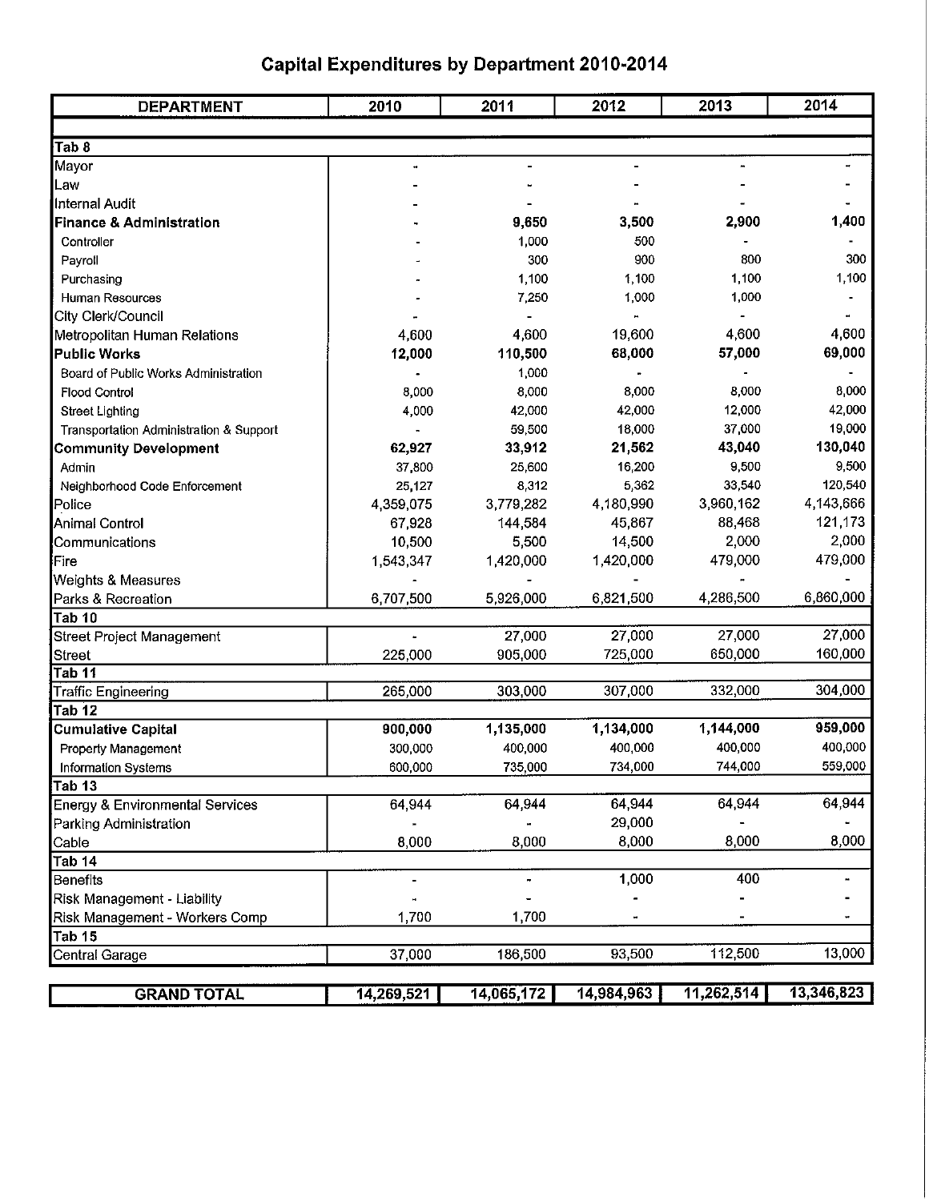# Capital Expenditures by Department 2010-2014

| DEPARTMENT | 2010 | 2011 | 2012 | 2013 | 2014 |
|---|---|---|---|---|---|
| **Tab 8** | | | | | |
| Mayor | - | - | - | - | - |
| Law | - | - | - | - | - |
| Internal Audit | - | - | - | - | - |
| **Finance & Administration** | **-** | **9,650** | **3,500** | **2,900** | **1,400** |
| Controller | - | 1,000 | 500 | - | - |
| Payroll | - | 300 | 900 | 800 | 300 |
| Purchasing | - | 1,100 | 1,100 | 1,100 | 1,100 |
| Human Resources | - | 7,250 | 1,000 | 1,000 | - |
| City Clerk/Council | - | - | - | - | - |
| Metropolitan Human Relations | 4,600 | 4,600 | 19,600 | 4,600 | 4,600 |
| **Public Works** | **12,000** | **110,500** | **68,000** | **57,000** | **69,000** |
| Board of Public Works Administration | - | 1,000 | - | - | - |
| Flood Control | 8,000 | 8,000 | 8,000 | 8,000 | 8,000 |
| Street Lighting | 4,000 | 42,000 | 42,000 | 12,000 | 42,000 |
| Transportation Administration & Support | - | 59,500 | 18,000 | 37,000 | 19,000 |
| **Community Development** | **62,927** | **33,912** | **21,562** | **43,040** | **130,040** |
| Admin | 37,800 | 25,600 | 16,200 | 9,500 | 9,500 |
| Neighborhood Code Enforcement | 25,127 | 8,312 | 5,362 | 33,540 | 120,540 |
| Police | 4,359,075 | 3,779,282 | 4,180,990 | 3,960,162 | 4,143,666 |
| Animal Control | 67,928 | 144,584 | 45,867 | 88,468 | 121,173 |
| Communications | 10,500 | 5,500 | 14,500 | 2,000 | 2,000 |
| Fire | 1,543,347 | 1,420,000 | 1,420,000 | 479,000 | 479,000 |
| Weights & Measures | - | - | - | - | - |
| Parks & Recreation | 6,707,500 | 5,926,000 | 6,821,500 | 4,286,500 | 6,860,000 |
| **Tab 10** | | | | | |
| Street Project Management | - | 27,000 | 27,000 | 27,000 | 27,000 |
| Street | 225,000 | 905,000 | 725,000 | 650,000 | 160,000 |
| **Tab 11** | | | | | |
| Traffic Engineering | 265,000 | 303,000 | 307,000 | 332,000 | 304,000 |
| **Tab 12** | | | | | |
| **Cumulative Capital** | **900,000** | **1,135,000** | **1,134,000** | **1,144,000** | **959,000** |
| Property Management | 300,000 | 400,000 | 400,000 | 400,000 | 400,000 |
| Information Systems | 600,000 | 735,000 | 734,000 | 744,000 | 559,000 |
| **Tab 13** | | | | | |
| Energy & Environmental Services | 64,944 | 64,944 | 64,944 | 64,944 | 64,944 |
| Parking Administration | - | - | 29,000 | - | - |
| Cable | 8,000 | 8,000 | 8,000 | 8,000 | 8,000 |
| **Tab 14** | | | | | |
| Benefits | - | - | 1,000 | 400 | - |
| Risk Management - Liability | - | - | - | - | - |
| Risk Management - Workers Comp | 1,700 | 1,700 | - | - | - |
| **Tab 15** | | | | | |
| Central Garage | 37,000 | 186,500 | 93,500 | 112,500 | 13,000 |
| **GRAND TOTAL** | **14,269,521** | **14,065,172** | **14,984,963** | **11,262,514** | **13,346,823** |